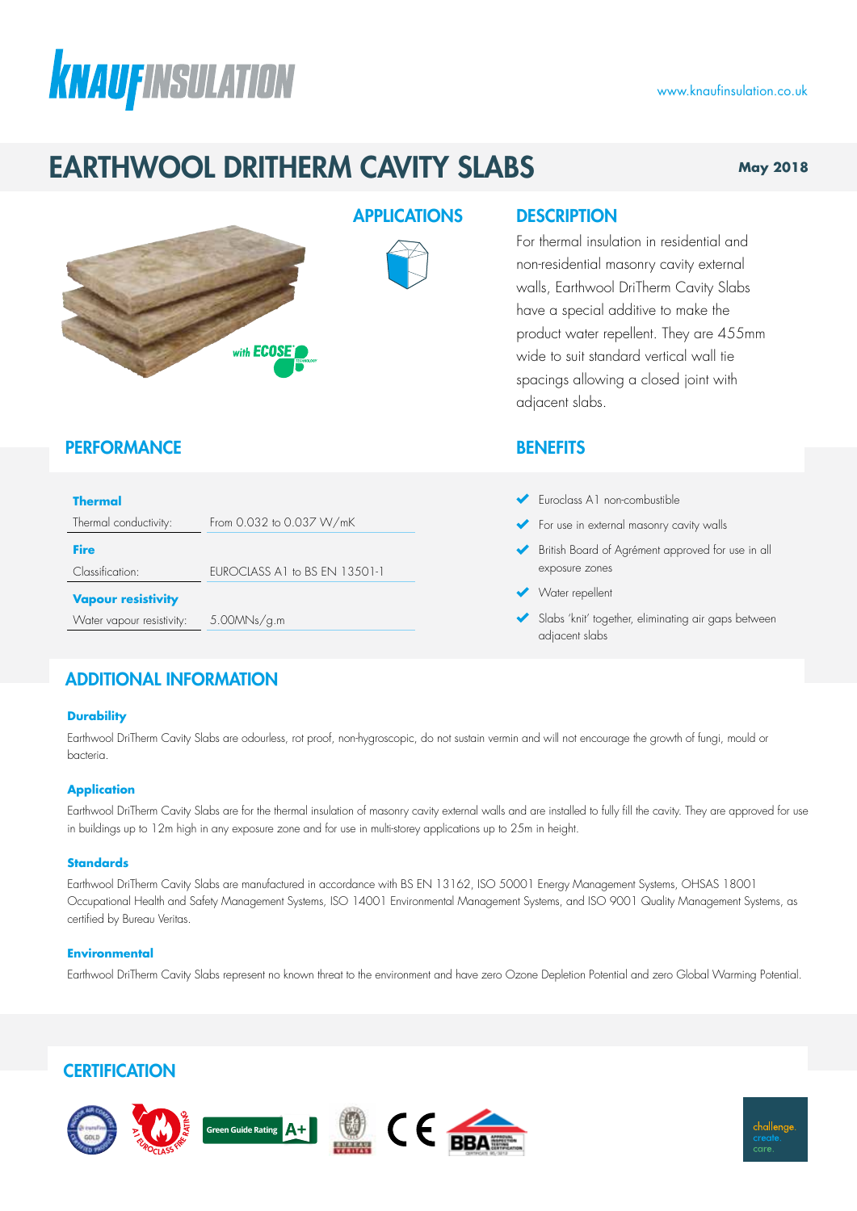www.knaufinsulation.co.uk

# EARTHWOOL DRITHERM CAVITY SLABS

**May 2018**

## APPLICATIONS

## DESCRIPTION

For thermal insulation in residential and non-residential masonry cavity external walls, Earthwool DriTherm Cavity Slabs have a special additive to make the product water repellent. They are 455mm wide to suit standard vertical wall tie spacings allowing a closed joint with adjacent slabs.

## PERFORMANCE

| **Thermal** | |
|---|---|
| Thermal conductivity: | From 0.032 to 0.037 W/mK |
| **Fire** | |
| Classification: | EUROCLASS A1 to BS EN 13501-1 |
| **Vapour resistivity** | |
| Water vapour resistivity: | 5.00MNs/g.m |

## BENEFITS

- Euroclass A1 non-combustible
- For use in external masonry cavity walls
- British Board of Agrément approved for use in all exposure zones
- Water repellent
- Slabs 'knit' together, eliminating air gaps between adjacent slabs

## ADDITIONAL INFORMATION

### Durability

Earthwool DriTherm Cavity Slabs are odourless, rot proof, non-hygroscopic, do not sustain vermin and will not encourage the growth of fungi, mould or bacteria.

### Application

Earthwool DriTherm Cavity Slabs are for the thermal insulation of masonry cavity external walls and are installed to fully fill the cavity. They are approved for use in buildings up to 12m high in any exposure zone and for use in multi-storey applications up to 25m in height.

### Standards

Earthwool DriTherm Cavity Slabs are manufactured in accordance with BS EN 13162, ISO 50001 Energy Management Systems, OHSAS 18001 Occupational Health and Safety Management Systems, ISO 14001 Environmental Management Systems, and ISO 9001 Quality Management Systems, as certified by Bureau Veritas.

### Environmental

Earthwool DriTherm Cavity Slabs represent no known threat to the environment and have zero Ozone Depletion Potential and zero Global Warming Potential.

## CERTIFICATION

Green Guide Rating A+

challenge. create. care.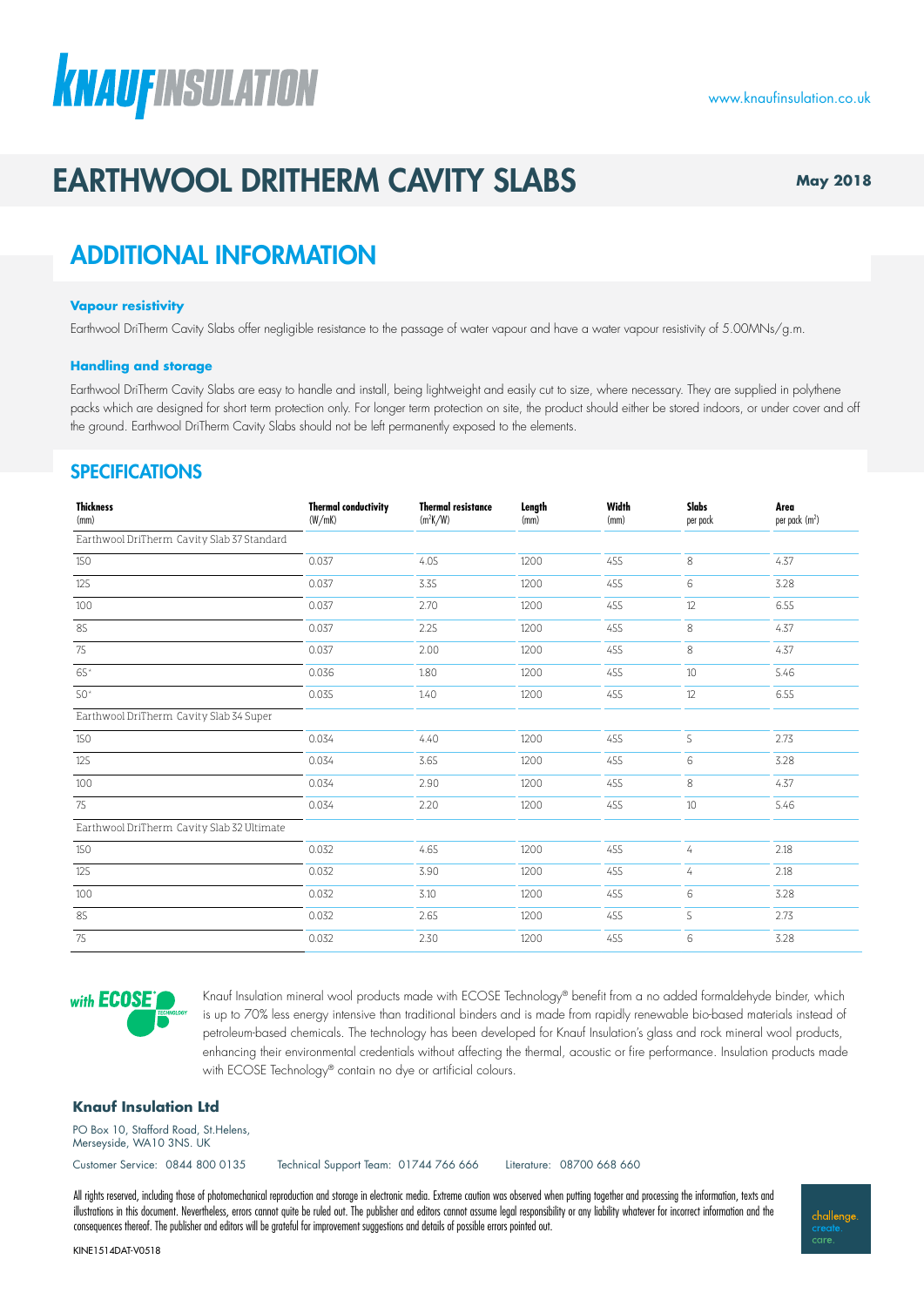# EARTHWOOL DRITHERM CAVITY SLABS

**May 2018**

## ADDITIONAL INFORMATION

### Vapour resistivity

Earthwool DriTherm Cavity Slabs offer negligible resistance to the passage of water vapour and have a water vapour resistivity of 5.00MNs/g.m.

### Handling and storage

Earthwool DriTherm Cavity Slabs are easy to handle and install, being lightweight and easily cut to size, where necessary. They are supplied in polythene packs which are designed for short term protection only. For longer term protection on site, the product should either be stored indoors, or under cover and off the ground. Earthwool DriTherm Cavity Slabs should not be left permanently exposed to the elements.

## SPECIFICATIONS

| Thickness (mm) | Thermal conductivity (W/mK) | Thermal resistance ($m^2K/W$) | Length (mm) | Width (mm) | Slabs per pack | Area per pack ($m^2$) |
|---|---|---|---|---|---|---|
| Earthwool DriTherm Cavity Slab 37 Standard | | | | | | |
| 150 | 0.037 | 4.05 | 1200 | 455 | 8 | 4.37 |
| 125 | 0.037 | 3.35 | 1200 | 455 | 6 | 3.28 |
| 100 | 0.037 | 2.70 | 1200 | 455 | 12 | 6.55 |
| 85 | 0.037 | 2.25 | 1200 | 455 | 8 | 4.37 |
| 75 | 0.037 | 2.00 | 1200 | 455 | 8 | 4.37 |
| 65* | 0.036 | 1.80 | 1200 | 455 | 10 | 5.46 |
| 50* | 0.035 | 1.40 | 1200 | 455 | 12 | 6.55 |
| Earthwool DriTherm Cavity Slab 34 Super | | | | | | |
| 150 | 0.034 | 4.40 | 1200 | 455 | 5 | 2.73 |
| 125 | 0.034 | 3.65 | 1200 | 455 | 6 | 3.28 |
| 100 | 0.034 | 2.90 | 1200 | 455 | 8 | 4.37 |
| 75 | 0.034 | 2.20 | 1200 | 455 | 10 | 5.46 |
| Earthwool DriTherm Cavity Slab 32 Ultimate | | | | | | |
| 150 | 0.032 | 4.65 | 1200 | 455 | 4 | 2.18 |
| 125 | 0.032 | 3.90 | 1200 | 455 | 4 | 2.18 |
| 100 | 0.032 | 3.10 | 1200 | 455 | 6 | 3.28 |
| 85 | 0.032 | 2.65 | 1200 | 455 | 5 | 2.73 |
| 75 | 0.032 | 2.30 | 1200 | 455 | 6 | 3.28 |

with ECOSE Technology

Knauf Insulation mineral wool products made with ECOSE Technology® benefit from a no added formaldehyde binder, which is up to 70% less energy intensive than traditional binders and is made from rapidly renewable bio-based materials instead of petroleum-based chemicals. The technology has been developed for Knauf Insulation's glass and rock mineral wool products, enhancing their environmental credentials without affecting the thermal, acoustic or fire performance. Insulation products made with ECOSE Technology® contain no dye or artificial colours.

**Knauf Insulation Ltd**

PO Box 10, Stafford Road, St.Helens,
Merseyside, WA10 3NS. UK

Customer Service: 0844 800 0135 Technical Support Team: 01744 766 666 Literature: 08700 668 660

All rights reserved, including those of photomechanical reproduction and storage in electronic media. Extreme caution was observed when putting together and processing the information, texts and illustrations in this document. Nevertheless, errors cannot quite be ruled out. The publisher and editors cannot assume legal responsibility or any liability whatever for incorrect information and the consequences thereof. The publisher and editors will be grateful for improvement suggestions and details of possible errors pointed out.

challenge. create. care.

KINE1514DAT-V0518